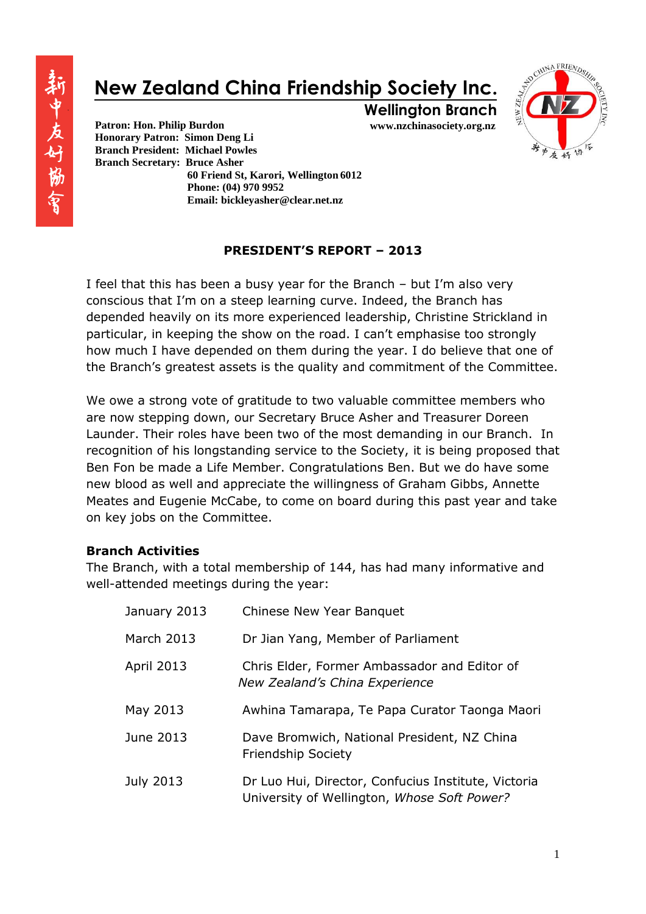新中友好協會

# New Zealand China Friendship Society Inc.

**Wellington Branch**

**www.nzchinasociety.org.nz**

**Patron: Hon. Philip Burdon**
**Honorary Patron: Simon Deng Li**
**Branch President: Michael Powles**
**Branch Secretary: Bruce Asher**
**60 Friend St, Karori, Wellington 6012**
**Phone: (04) 970 9952**
**Email: bickleyasher@clear.net.nz**

## PRESIDENT'S REPORT – 2013

I feel that this has been a busy year for the Branch – but I'm also very conscious that I'm on a steep learning curve. Indeed, the Branch has depended heavily on its more experienced leadership, Christine Strickland in particular, in keeping the show on the road. I can't emphasise too strongly how much I have depended on them during the year. I do believe that one of the Branch's greatest assets is the quality and commitment of the Committee.

We owe a strong vote of gratitude to two valuable committee members who are now stepping down, our Secretary Bruce Asher and Treasurer Doreen Launder. Their roles have been two of the most demanding in our Branch. In recognition of his longstanding service to the Society, it is being proposed that Ben Fon be made a Life Member. Congratulations Ben. But we do have some new blood as well and appreciate the willingness of Graham Gibbs, Annette Meates and Eugenie McCabe, to come on board during this past year and take on key jobs on the Committee.

### Branch Activities

The Branch, with a total membership of 144, has had many informative and well-attended meetings during the year:

| | |
|---|---|
| January 2013 | Chinese New Year Banquet |
| March 2013 | Dr Jian Yang, Member of Parliament |
| April 2013 | Chris Elder, Former Ambassador and Editor of *New Zealand's China Experience* |
| May 2013 | Awhina Tamarapa, Te Papa Curator Taonga Maori |
| June 2013 | Dave Bromwich, National President, NZ China Friendship Society |
| July 2013 | Dr Luo Hui, Director, Confucius Institute, Victoria University of Wellington, *Whose Soft Power?* |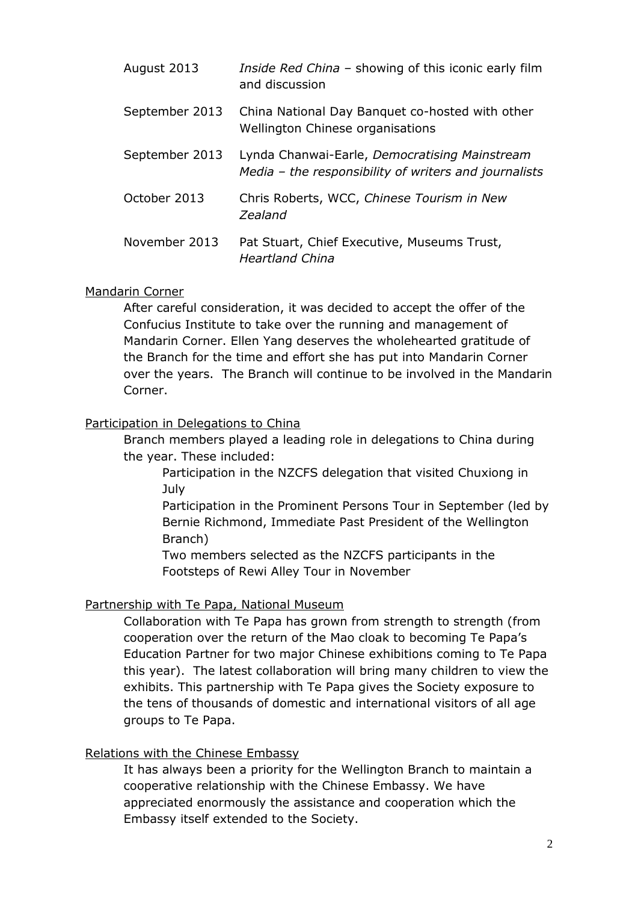| | |
|---|---|
| August 2013 | *Inside Red China* – showing of this iconic early film and discussion |
| September 2013 | China National Day Banquet co-hosted with other Wellington Chinese organisations |
| September 2013 | Lynda Chanwai-Earle, *Democratising Mainstream Media – the responsibility of writers and journalists* |
| October 2013 | Chris Roberts, WCC, *Chinese Tourism in New Zealand* |
| November 2013 | Pat Stuart, Chief Executive, Museums Trust, *Heartland China* |

Mandarin Corner

After careful consideration, it was decided to accept the offer of the Confucius Institute to take over the running and management of Mandarin Corner. Ellen Yang deserves the wholehearted gratitude of the Branch for the time and effort she has put into Mandarin Corner over the years. The Branch will continue to be involved in the Mandarin Corner.

Participation in Delegations to China

Branch members played a leading role in delegations to China during the year. These included:

- Participation in the NZCFS delegation that visited Chuxiong in July
- Participation in the Prominent Persons Tour in September (led by Bernie Richmond, Immediate Past President of the Wellington Branch)
- Two members selected as the NZCFS participants in the Footsteps of Rewi Alley Tour in November

Partnership with Te Papa, National Museum

Collaboration with Te Papa has grown from strength to strength (from cooperation over the return of the Mao cloak to becoming Te Papa's Education Partner for two major Chinese exhibitions coming to Te Papa this year). The latest collaboration will bring many children to view the exhibits. This partnership with Te Papa gives the Society exposure to the tens of thousands of domestic and international visitors of all age groups to Te Papa.

Relations with the Chinese Embassy

It has always been a priority for the Wellington Branch to maintain a cooperative relationship with the Chinese Embassy. We have appreciated enormously the assistance and cooperation which the Embassy itself extended to the Society.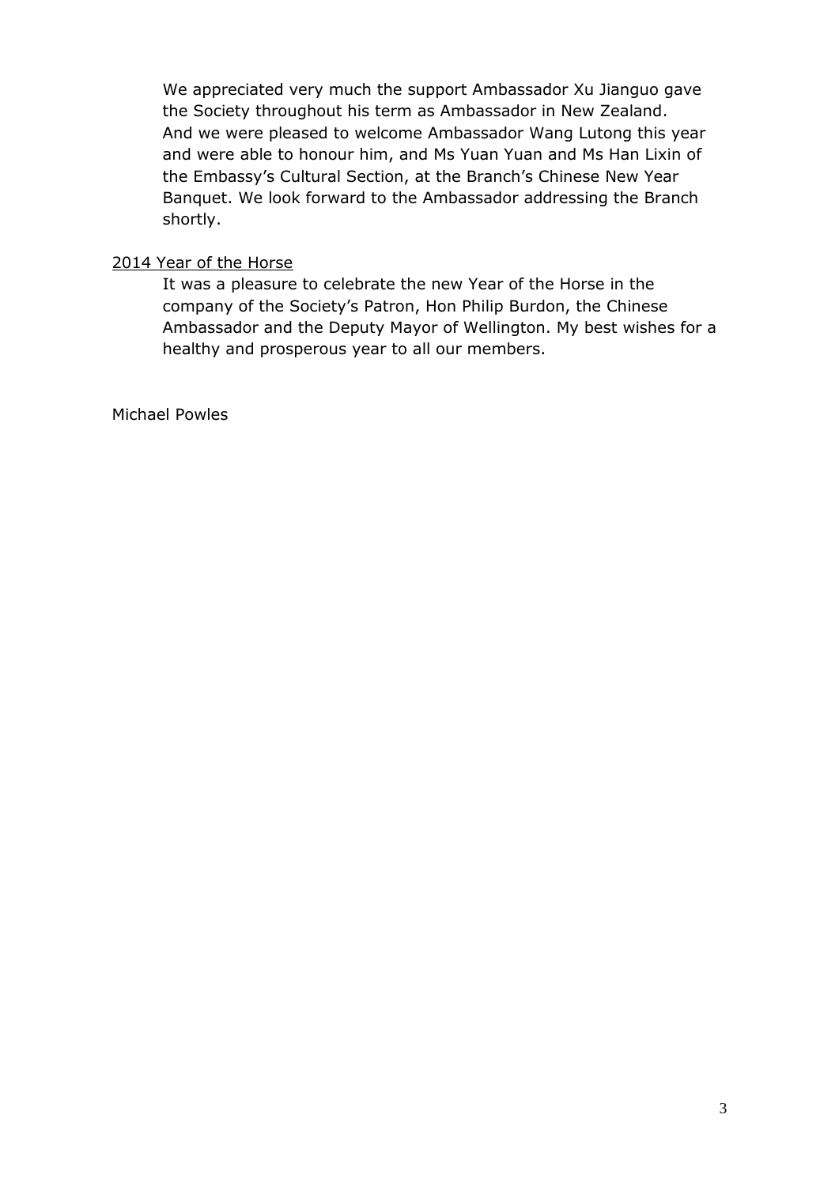We appreciated very much the support Ambassador Xu Jianguo gave the Society throughout his term as Ambassador in New Zealand. And we were pleased to welcome Ambassador Wang Lutong this year and were able to honour him, and Ms Yuan Yuan and Ms Han Lixin of the Embassy's Cultural Section, at the Branch's Chinese New Year Banquet. We look forward to the Ambassador addressing the Branch shortly.

<u>2014 Year of the Horse</u>

It was a pleasure to celebrate the new Year of the Horse in the company of the Society's Patron, Hon Philip Burdon, the Chinese Ambassador and the Deputy Mayor of Wellington. My best wishes for a healthy and prosperous year to all our members.

Michael Powles